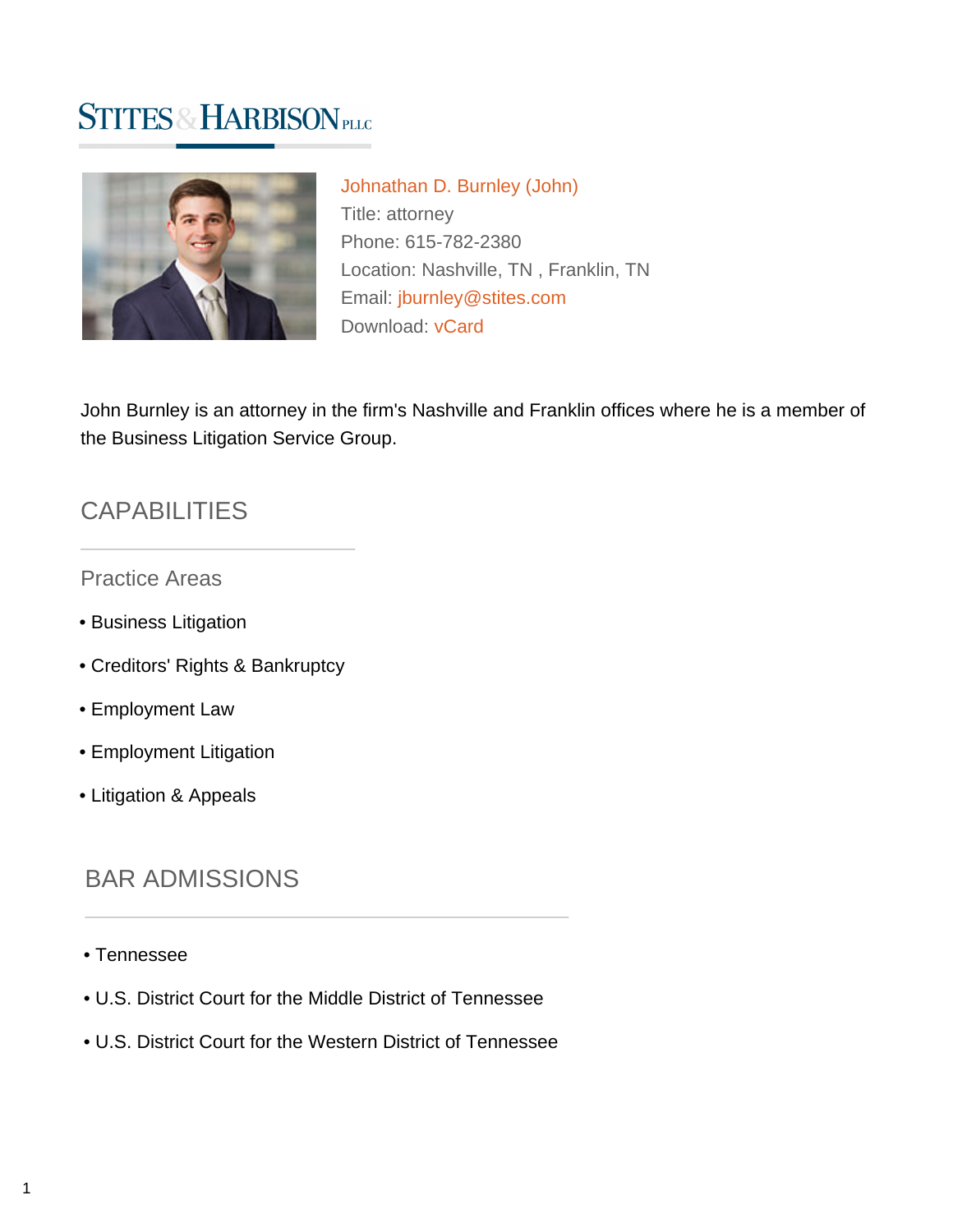# STITES & HARBISON PLLC

**Johnathan D. Burnley (John)**
Title: attorney
Phone: 615-782-2380
Location: Nashville, TN , Franklin, TN
Email: jburnley@stites.com
Download: vCard

John Burnley is an attorney in the firm's Nashville and Franklin offices where he is a member of the Business Litigation Service Group.

## CAPABILITIES

### Practice Areas

- Business Litigation
- Creditors' Rights & Bankruptcy
- Employment Law
- Employment Litigation
- Litigation & Appeals

## BAR ADMISSIONS

- Tennessee
- U.S. District Court for the Middle District of Tennessee
- U.S. District Court for the Western District of Tennessee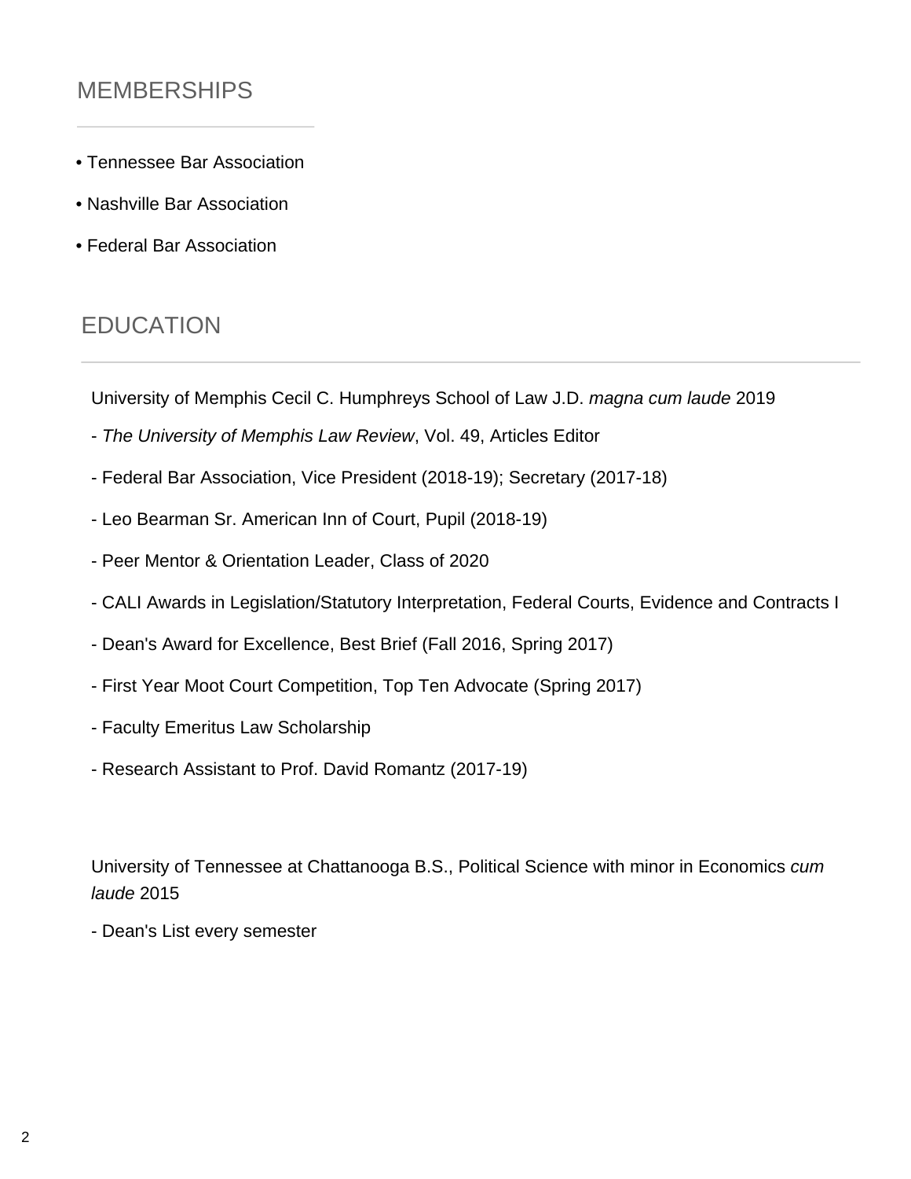## MEMBERSHIPS

- Tennessee Bar Association
- Nashville Bar Association
- Federal Bar Association

## EDUCATION

University of Memphis Cecil C. Humphreys School of Law J.D. *magna cum laude* 2019

- *The University of Memphis Law Review*, Vol. 49, Articles Editor
- Federal Bar Association, Vice President (2018-19); Secretary (2017-18)
- Leo Bearman Sr. American Inn of Court, Pupil (2018-19)
- Peer Mentor & Orientation Leader, Class of 2020
- CALI Awards in Legislation/Statutory Interpretation, Federal Courts, Evidence and Contracts I
- Dean's Award for Excellence, Best Brief (Fall 2016, Spring 2017)
- First Year Moot Court Competition, Top Ten Advocate (Spring 2017)
- Faculty Emeritus Law Scholarship
- Research Assistant to Prof. David Romantz (2017-19)

University of Tennessee at Chattanooga B.S., Political Science with minor in Economics *cum laude* 2015

- Dean's List every semester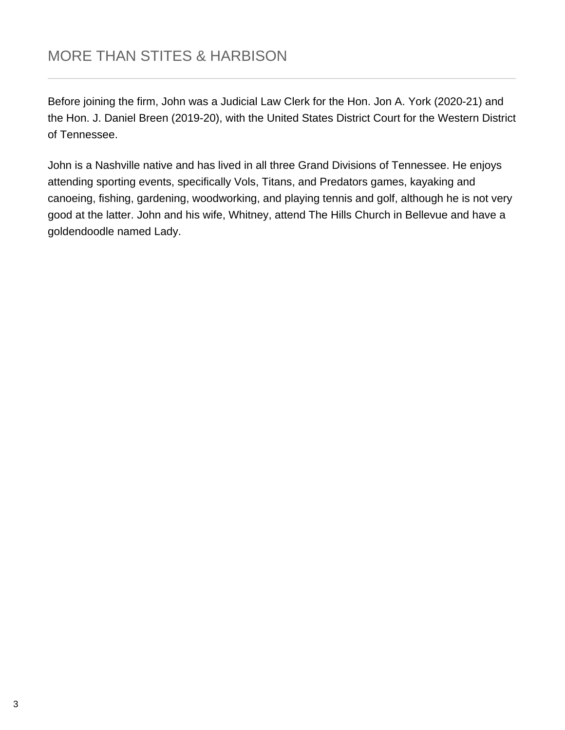## MORE THAN STITES & HARBISON

Before joining the firm, John was a Judicial Law Clerk for the Hon. Jon A. York (2020-21) and the Hon. J. Daniel Breen (2019-20), with the United States District Court for the Western District of Tennessee.

John is a Nashville native and has lived in all three Grand Divisions of Tennessee. He enjoys attending sporting events, specifically Vols, Titans, and Predators games, kayaking and canoeing, fishing, gardening, woodworking, and playing tennis and golf, although he is not very good at the latter. John and his wife, Whitney, attend The Hills Church in Bellevue and have a goldendoodle named Lady.